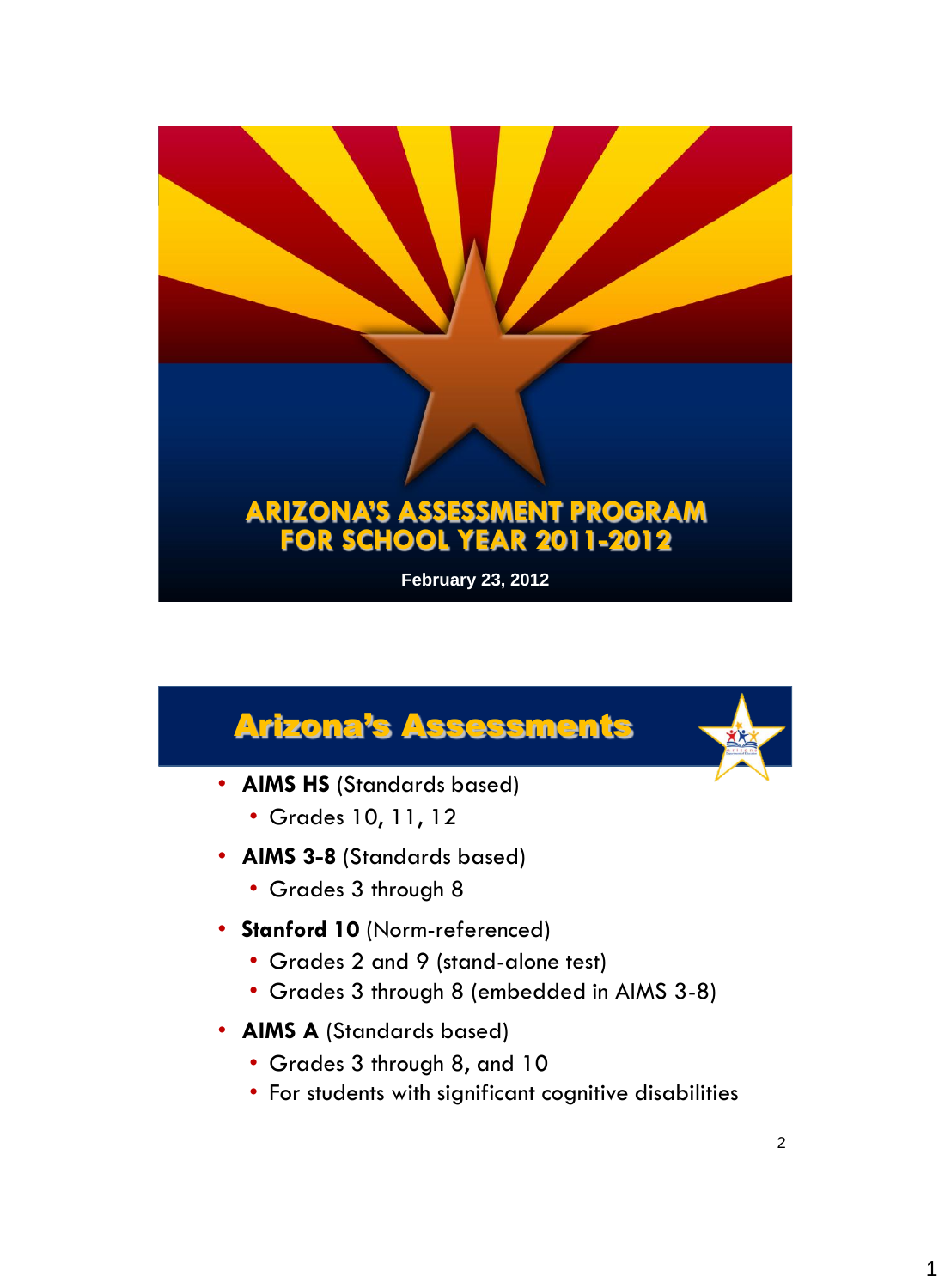# ARIZONA'S ASSESSMENT PROGRAM FOR SCHOOL YEAR 2011-2012

February 23, 2012

## Arizona's Assessments

- **AIMS HS** (Standards based)
  - Grades 10, 11, 12
- **AIMS 3-8** (Standards based)
  - Grades 3 through 8
- **Stanford 10** (Norm-referenced)
  - Grades 2 and 9 (stand-alone test)
  - Grades 3 through 8 (embedded in AIMS 3-8)
- **AIMS A** (Standards based)
  - Grades 3 through 8, and 10
  - For students with significant cognitive disabilities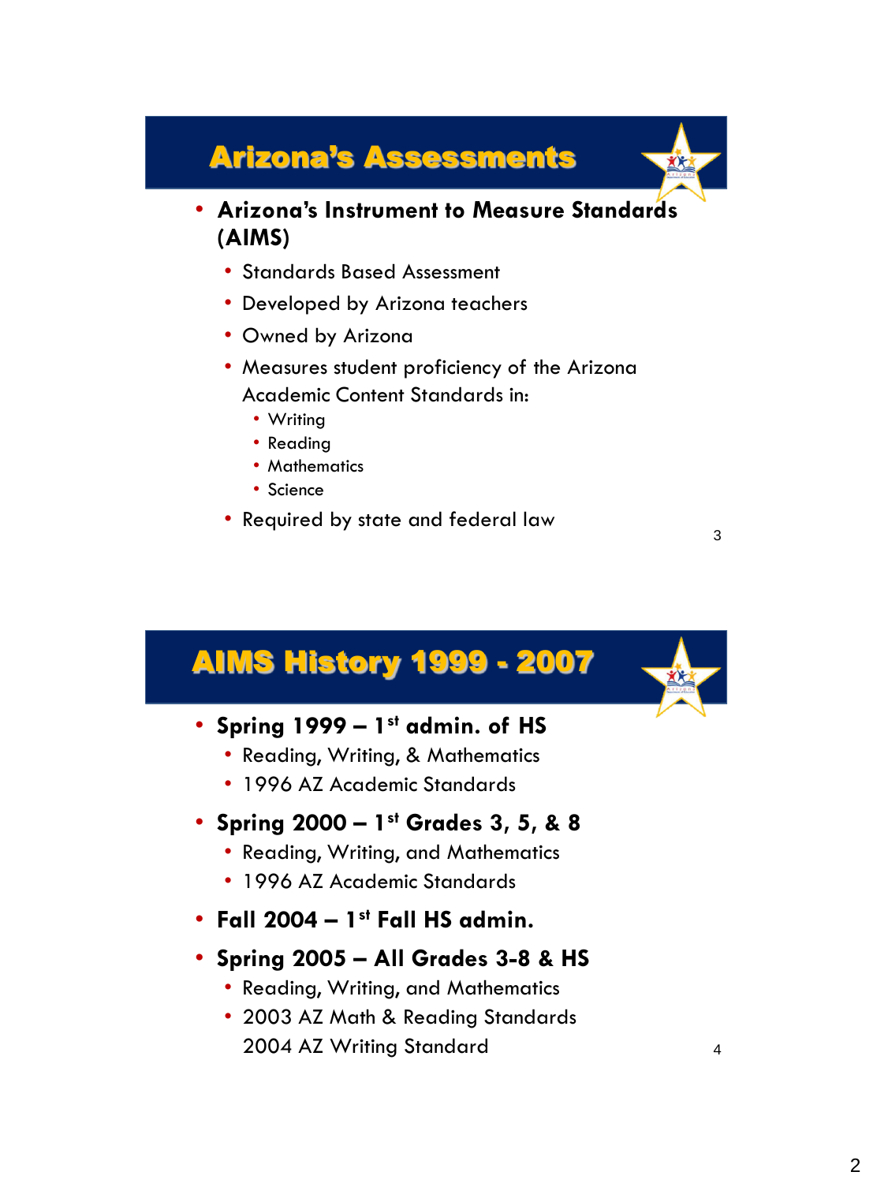## Arizona's Assessments

- **Arizona's Instrument to Measure Standards (AIMS)**
  - Standards Based Assessment
  - Developed by Arizona teachers
  - Owned by Arizona
  - Measures student proficiency of the Arizona Academic Content Standards in:
    - Writing
    - Reading
    - Mathematics
    - Science
  - Required by state and federal law

## AIMS History 1999 - 2007

- **Spring 1999 – 1st admin. of HS**
  - Reading, Writing, & Mathematics
  - 1996 AZ Academic Standards
- **Spring 2000 – 1st Grades 3, 5, & 8**
  - Reading, Writing, and Mathematics
  - 1996 AZ Academic Standards
- **Fall 2004 – 1st Fall HS admin.**
- **Spring 2005 – All Grades 3-8 & HS**
  - Reading, Writing, and Mathematics
  - 2003 AZ Math & Reading Standards
    2004 AZ Writing Standard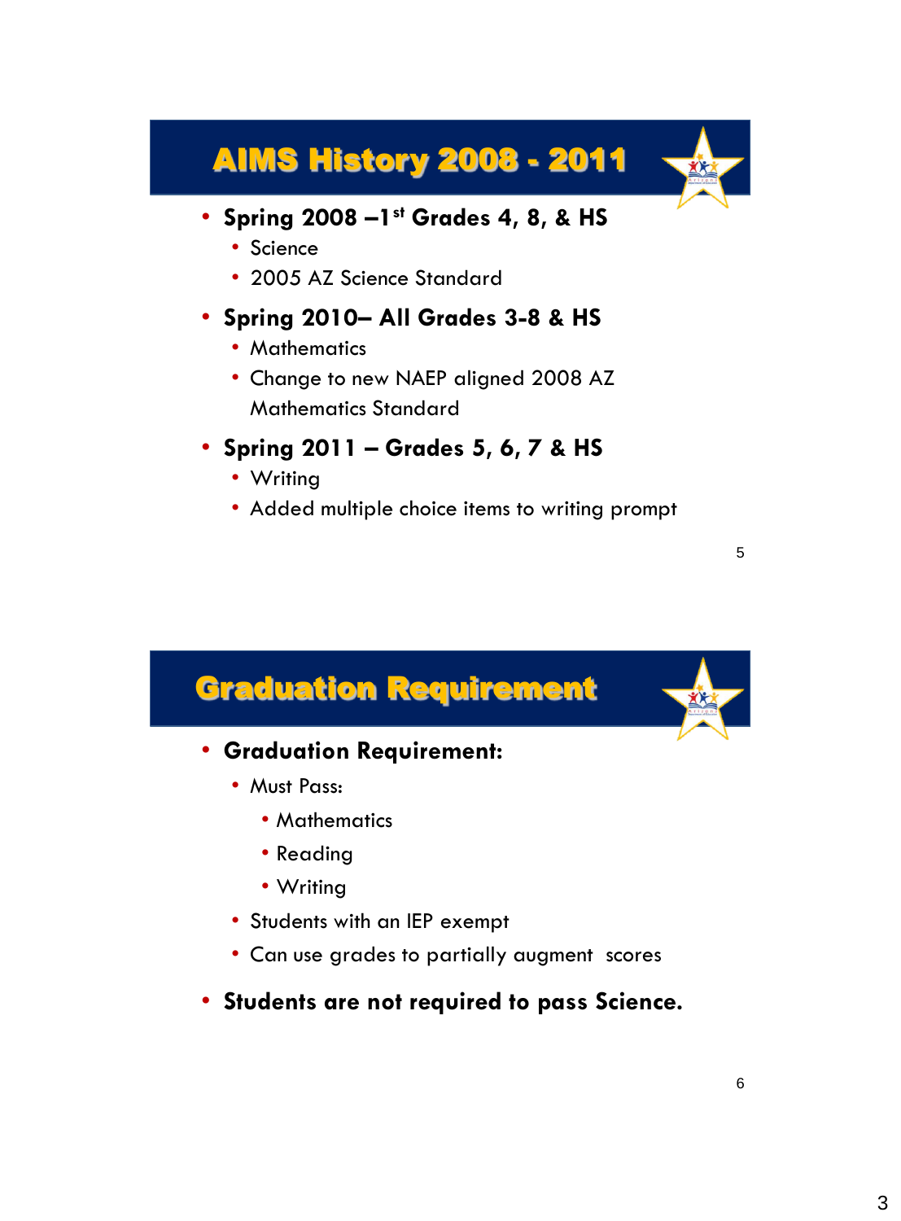## AIMS History 2008 - 2011

- **Spring 2008 – 1st Grades 4, 8, & HS**
  - Science
  - 2005 AZ Science Standard
- **Spring 2010– All Grades 3-8 & HS**
  - Mathematics
  - Change to new NAEP aligned 2008 AZ Mathematics Standard
- **Spring 2011 – Grades 5, 6, 7 & HS**
  - Writing
  - Added multiple choice items to writing prompt

## Graduation Requirement

- **Graduation Requirement:**
  - Must Pass:
    - Mathematics
    - Reading
    - Writing
  - Students with an IEP exempt
  - Can use grades to partially augment scores
- **Students are not required to pass Science.**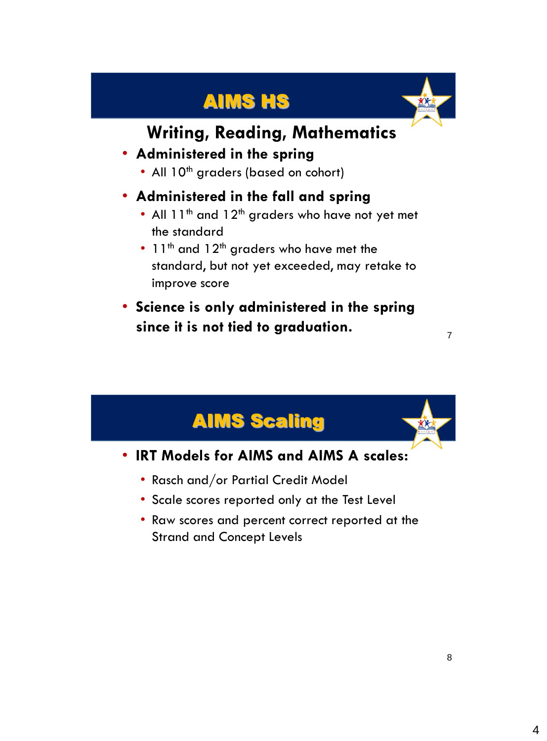## AIMS HS

### Writing, Reading, Mathematics

- **Administered in the spring**
  - All 10th graders (based on cohort)
- **Administered in the fall and spring**
  - All 11th and 12th graders who have not yet met the standard
  - 11th and 12th graders who have met the standard, but not yet exceeded, may retake to improve score
- **Science is only administered in the spring since it is not tied to graduation.**

## AIMS Scaling

- **IRT Models for AIMS and AIMS A scales:**
  - Rasch and/or Partial Credit Model
  - Scale scores reported only at the Test Level
  - Raw scores and percent correct reported at the Strand and Concept Levels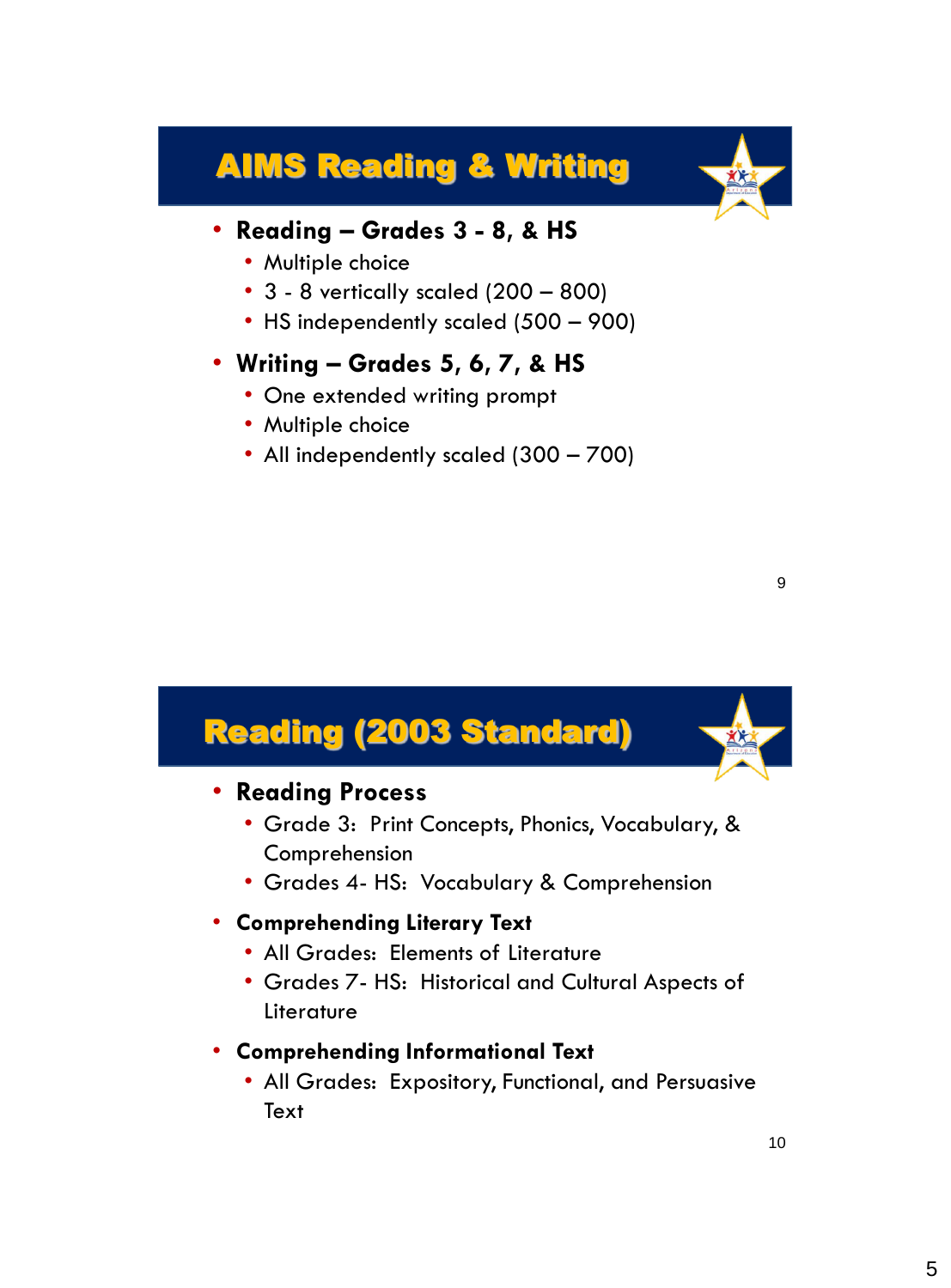## AIMS Reading & Writing

- **Reading – Grades 3 - 8, & HS**
  - Multiple choice
  - 3 - 8 vertically scaled (200 – 800)
  - HS independently scaled (500 – 900)
- **Writing – Grades 5, 6, 7, & HS**
  - One extended writing prompt
  - Multiple choice
  - All independently scaled (300 – 700)

## Reading (2003 Standard)

- **Reading Process**
  - Grade 3: Print Concepts, Phonics, Vocabulary, & Comprehension
  - Grades 4- HS: Vocabulary & Comprehension
- **Comprehending Literary Text**
  - All Grades: Elements of Literature
  - Grades 7- HS: Historical and Cultural Aspects of Literature
- **Comprehending Informational Text**
  - All Grades: Expository, Functional, and Persuasive Text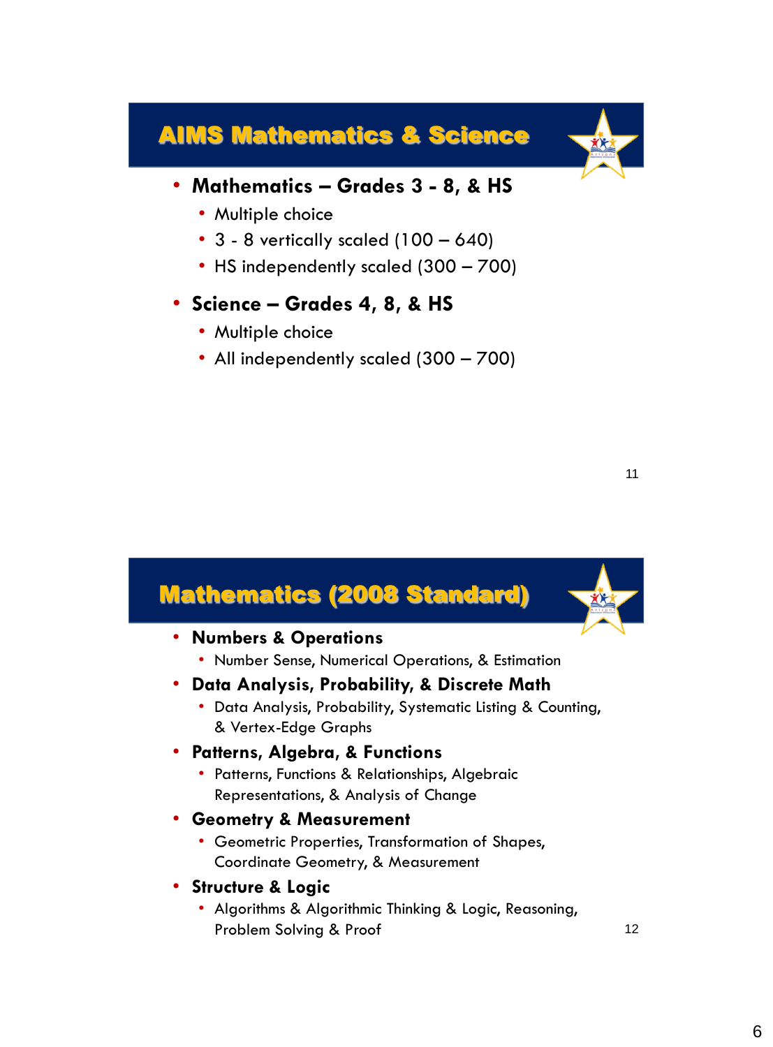## AIMS Mathematics & Science

- **Mathematics – Grades 3 - 8, & HS**
  - Multiple choice
  - 3 - 8 vertically scaled (100 – 640)
  - HS independently scaled (300 – 700)
- **Science – Grades 4, 8, & HS**
  - Multiple choice
  - All independently scaled (300 – 700)

## Mathematics (2008 Standard)

- **Numbers & Operations**
  - Number Sense, Numerical Operations, & Estimation
- **Data Analysis, Probability, & Discrete Math**
  - Data Analysis, Probability, Systematic Listing & Counting, & Vertex-Edge Graphs
- **Patterns, Algebra, & Functions**
  - Patterns, Functions & Relationships, Algebraic Representations, & Analysis of Change
- **Geometry & Measurement**
  - Geometric Properties, Transformation of Shapes, Coordinate Geometry, & Measurement
- **Structure & Logic**
  - Algorithms & Algorithmic Thinking & Logic, Reasoning, Problem Solving & Proof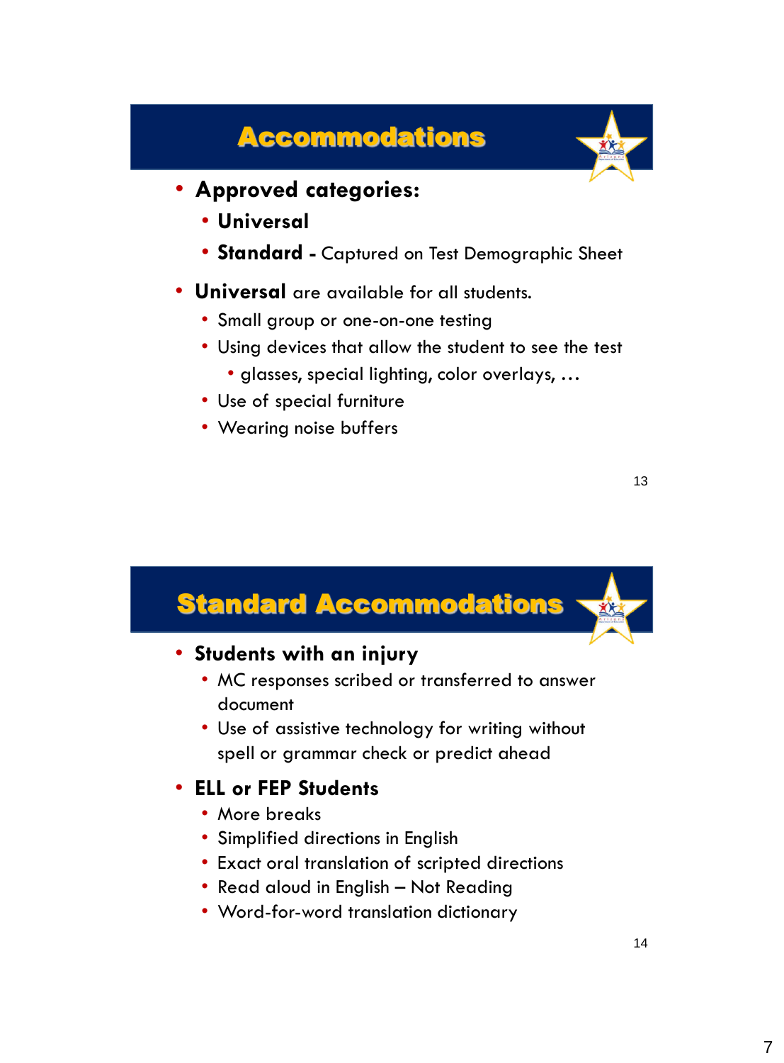## Accommodations

- **Approved categories:**
  - **Universal**
  - **Standard -** Captured on Test Demographic Sheet
- **Universal** are available for all students.
  - Small group or one-on-one testing
  - Using devices that allow the student to see the test
    - glasses, special lighting, color overlays, …
  - Use of special furniture
  - Wearing noise buffers

## Standard Accommodations

- **Students with an injury**
  - MC responses scribed or transferred to answer document
  - Use of assistive technology for writing without spell or grammar check or predict ahead
- **ELL or FEP Students**
  - More breaks
  - Simplified directions in English
  - Exact oral translation of scripted directions
  - Read aloud in English – Not Reading
  - Word-for-word translation dictionary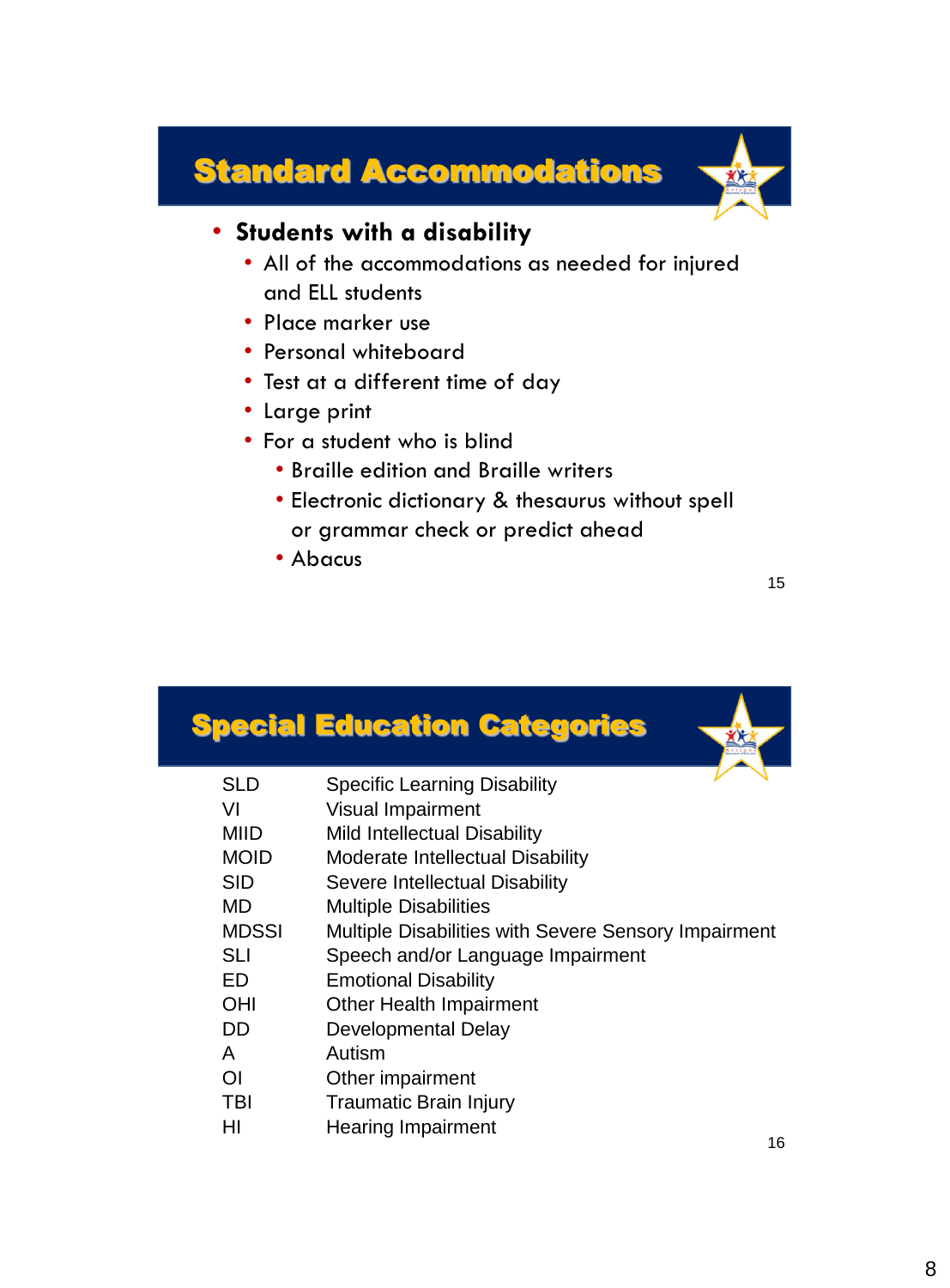## Standard Accommodations

- **Students with a disability**
  - All of the accommodations as needed for injured and ELL students
  - Place marker use
  - Personal whiteboard
  - Test at a different time of day
  - Large print
  - For a student who is blind
    - Braille edition and Braille writers
    - Electronic dictionary & thesaurus without spell or grammar check or predict ahead
    - Abacus

## Special Education Categories

| | |
|---|---|
| SLD | Specific Learning Disability |
| VI | Visual Impairment |
| MIID | Mild Intellectual Disability |
| MOID | Moderate Intellectual Disability |
| SID | Severe Intellectual Disability |
| MD | Multiple Disabilities |
| MDSSI | Multiple Disabilities with Severe Sensory Impairment |
| SLI | Speech and/or Language Impairment |
| ED | Emotional Disability |
| OHI | Other Health Impairment |
| DD | Developmental Delay |
| A | Autism |
| OI | Other impairment |
| TBI | Traumatic Brain Injury |
| HI | Hearing Impairment |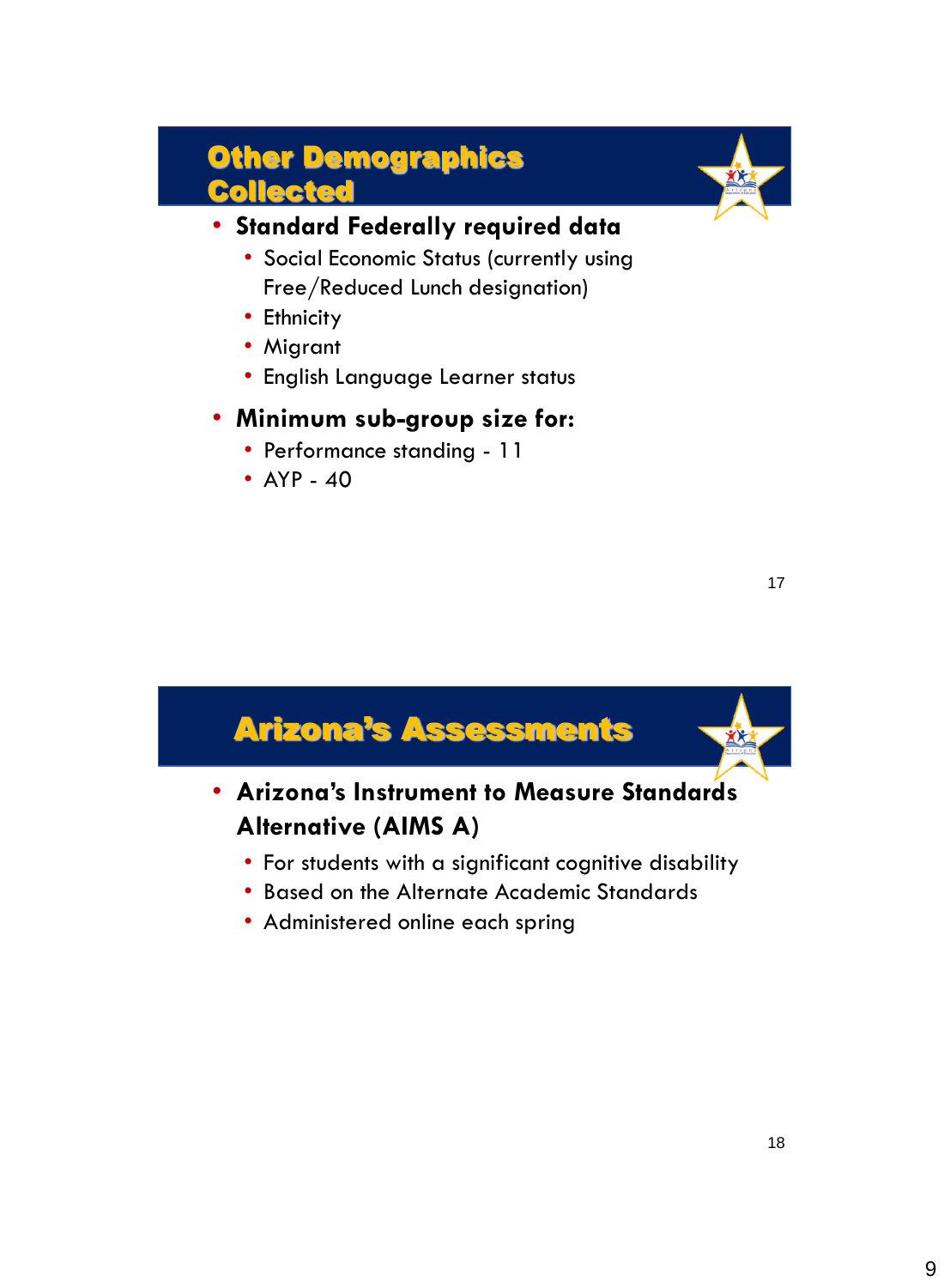## Other Demographics Collected

- **Standard Federally required data**
  - Social Economic Status (currently using Free/Reduced Lunch designation)
  - Ethnicity
  - Migrant
  - English Language Learner status
- **Minimum sub-group size for:**
  - Performance standing - 11
  - AYP - 40

## Arizona's Assessments

- **Arizona's Instrument to Measure Standards Alternative (AIMS A)**
  - For students with a significant cognitive disability
  - Based on the Alternate Academic Standards
  - Administered online each spring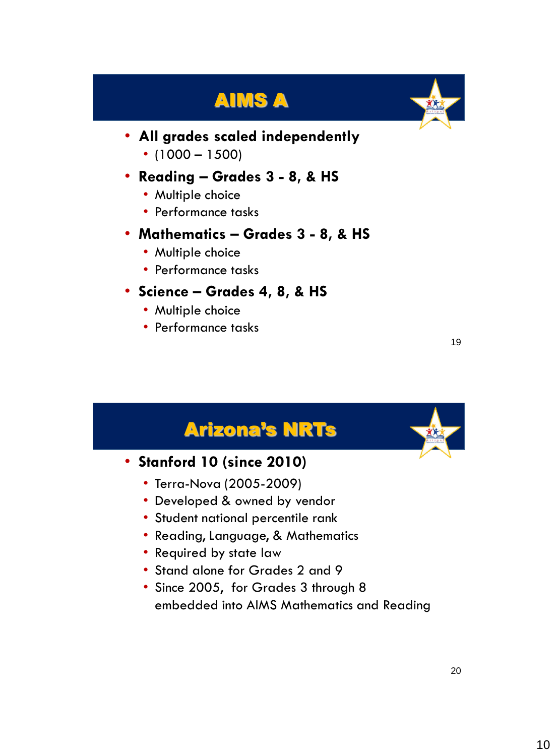## AIMS A

- **All grades scaled independently**
  - (1000 – 1500)
- **Reading – Grades 3 - 8, & HS**
  - Multiple choice
  - Performance tasks
- **Mathematics – Grades 3 - 8, & HS**
  - Multiple choice
  - Performance tasks
- **Science – Grades 4, 8, & HS**
  - Multiple choice
  - Performance tasks

## Arizona's NRTs

- **Stanford 10 (since 2010)**
  - Terra-Nova (2005-2009)
  - Developed & owned by vendor
  - Student national percentile rank
  - Reading, Language, & Mathematics
  - Required by state law
  - Stand alone for Grades 2 and 9
  - Since 2005, for Grades 3 through 8 embedded into AIMS Mathematics and Reading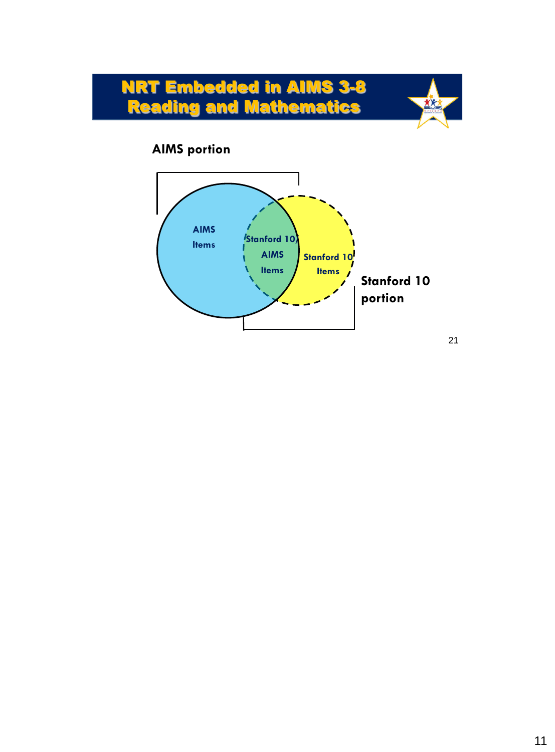# NRT Embedded in AIMS 3-8 Reading and Mathematics

AIMS portion

AIMS Items

Stanford 10/ AIMS Items

Stanford 10 Items

Stanford 10 portion